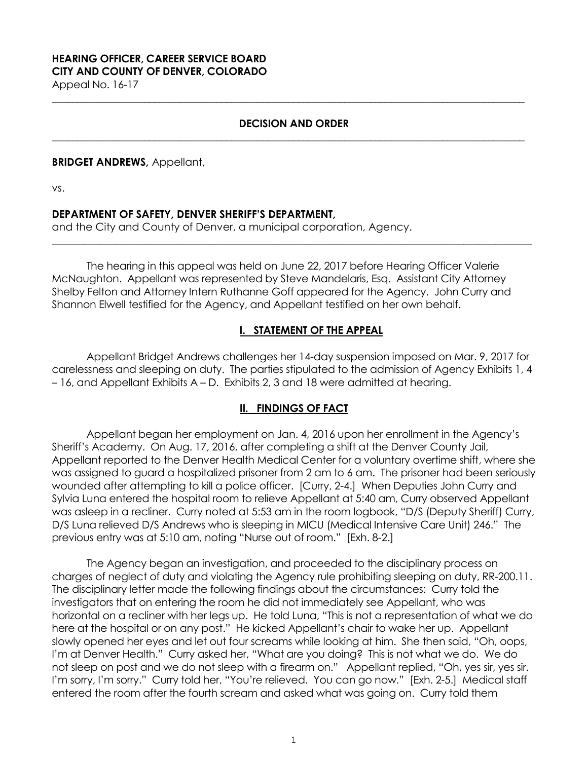**HEARING OFFICER, CAREER SERVICE BOARD**
**CITY AND COUNTY OF DENVER, COLORADO**
Appeal No. 16-17

---

**DECISION AND ORDER**

---

**BRIDGET ANDREWS,** Appellant,

vs.

**DEPARTMENT OF SAFETY, DENVER SHERIFF'S DEPARTMENT,**
and the City and County of Denver, a municipal corporation, Agency.

---

The hearing in this appeal was held on June 22, 2017 before Hearing Officer Valerie McNaughton. Appellant was represented by Steve Mandelaris, Esq. Assistant City Attorney Shelby Felton and Attorney Intern Ruthanne Goff appeared for the Agency. John Curry and Shannon Elwell testified for the Agency, and Appellant testified on her own behalf.

## I. STATEMENT OF THE APPEAL

Appellant Bridget Andrews challenges her 14-day suspension imposed on Mar. 9, 2017 for carelessness and sleeping on duty. The parties stipulated to the admission of Agency Exhibits 1, 4 – 16, and Appellant Exhibits A – D. Exhibits 2, 3 and 18 were admitted at hearing.

## II. FINDINGS OF FACT

Appellant began her employment on Jan. 4, 2016 upon her enrollment in the Agency's Sheriff's Academy. On Aug. 17, 2016, after completing a shift at the Denver County Jail, Appellant reported to the Denver Health Medical Center for a voluntary overtime shift, where she was assigned to guard a hospitalized prisoner from 2 am to 6 am. The prisoner had been seriously wounded after attempting to kill a police officer. [Curry, 2-4.] When Deputies John Curry and Sylvia Luna entered the hospital room to relieve Appellant at 5:40 am, Curry observed Appellant was asleep in a recliner. Curry noted at 5:53 am in the room logbook, "D/S (Deputy Sheriff) Curry, D/S Luna relieved D/S Andrews who is sleeping in MICU (Medical Intensive Care Unit) 246." The previous entry was at 5:10 am, noting "Nurse out of room." [Exh. 8-2.]

The Agency began an investigation, and proceeded to the disciplinary process on charges of neglect of duty and violating the Agency rule prohibiting sleeping on duty, RR-200.11. The disciplinary letter made the following findings about the circumstances: Curry told the investigators that on entering the room he did not immediately see Appellant, who was horizontal on a recliner with her legs up. He told Luna, "This is not a representation of what we do here at the hospital or on any post." He kicked Appellant's chair to wake her up. Appellant slowly opened her eyes and let out four screams while looking at him. She then said, "Oh, oops, I'm at Denver Health." Curry asked her, "What are you doing? This is not what we do. We do not sleep on post and we do not sleep with a firearm on." Appellant replied, "Oh, yes sir, yes sir. I'm sorry, I'm sorry." Curry told her, "You're relieved. You can go now." [Exh. 2-5.] Medical staff entered the room after the fourth scream and asked what was going on. Curry told them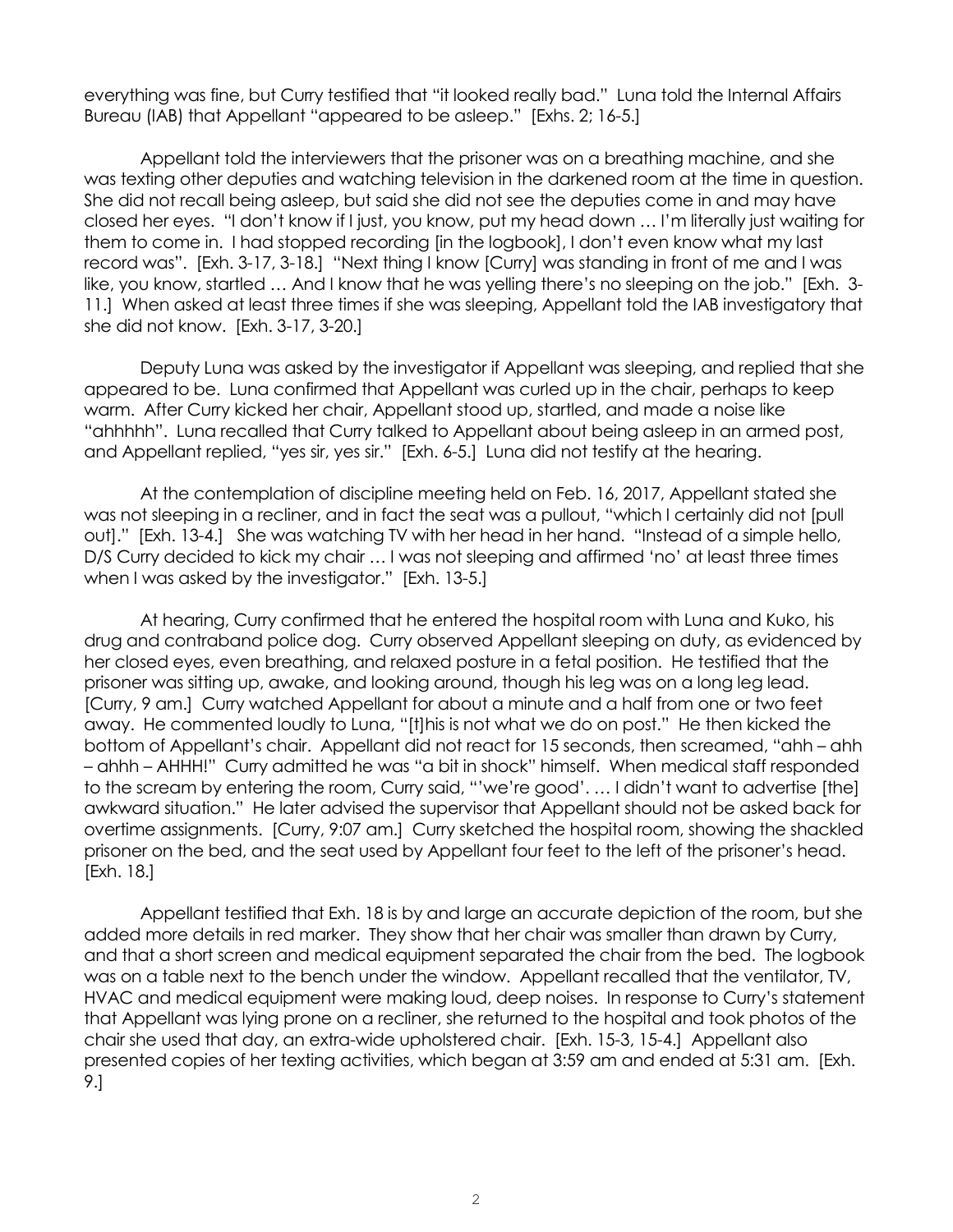everything was fine, but Curry testified that "it looked really bad." Luna told the Internal Affairs Bureau (IAB) that Appellant "appeared to be asleep." [Exhs. 2; 16-5.]

Appellant told the interviewers that the prisoner was on a breathing machine, and she was texting other deputies and watching television in the darkened room at the time in question. She did not recall being asleep, but said she did not see the deputies come in and may have closed her eyes. "I don't know if I just, you know, put my head down … I'm literally just waiting for them to come in. I had stopped recording [in the logbook], I don't even know what my last record was". [Exh. 3-17, 3-18.] "Next thing I know [Curry] was standing in front of me and I was like, you know, startled … And I know that he was yelling there's no sleeping on the job." [Exh. 3-11.] When asked at least three times if she was sleeping, Appellant told the IAB investigatory that she did not know. [Exh. 3-17, 3-20.]

Deputy Luna was asked by the investigator if Appellant was sleeping, and replied that she appeared to be. Luna confirmed that Appellant was curled up in the chair, perhaps to keep warm. After Curry kicked her chair, Appellant stood up, startled, and made a noise like "ahhhhh". Luna recalled that Curry talked to Appellant about being asleep in an armed post, and Appellant replied, "yes sir, yes sir." [Exh. 6-5.] Luna did not testify at the hearing.

At the contemplation of discipline meeting held on Feb. 16, 2017, Appellant stated she was not sleeping in a recliner, and in fact the seat was a pullout, "which I certainly did not [pull out]." [Exh. 13-4.] She was watching TV with her head in her hand. "Instead of a simple hello, D/S Curry decided to kick my chair … I was not sleeping and affirmed 'no' at least three times when I was asked by the investigator." [Exh. 13-5.]

At hearing, Curry confirmed that he entered the hospital room with Luna and Kuko, his drug and contraband police dog. Curry observed Appellant sleeping on duty, as evidenced by her closed eyes, even breathing, and relaxed posture in a fetal position. He testified that the prisoner was sitting up, awake, and looking around, though his leg was on a long leg lead. [Curry, 9 am.] Curry watched Appellant for about a minute and a half from one or two feet away. He commented loudly to Luna, "[t]his is not what we do on post." He then kicked the bottom of Appellant's chair. Appellant did not react for 15 seconds, then screamed, "ahh – ahh – ahhh – AHHH!" Curry admitted he was "a bit in shock" himself. When medical staff responded to the scream by entering the room, Curry said, "'we're good'. … I didn't want to advertise [the] awkward situation." He later advised the supervisor that Appellant should not be asked back for overtime assignments. [Curry, 9:07 am.] Curry sketched the hospital room, showing the shackled prisoner on the bed, and the seat used by Appellant four feet to the left of the prisoner's head. [Exh. 18.]

Appellant testified that Exh. 18 is by and large an accurate depiction of the room, but she added more details in red marker. They show that her chair was smaller than drawn by Curry, and that a short screen and medical equipment separated the chair from the bed. The logbook was on a table next to the bench under the window. Appellant recalled that the ventilator, TV, HVAC and medical equipment were making loud, deep noises. In response to Curry's statement that Appellant was lying prone on a recliner, she returned to the hospital and took photos of the chair she used that day, an extra-wide upholstered chair. [Exh. 15-3, 15-4.] Appellant also presented copies of her texting activities, which began at 3:59 am and ended at 5:31 am. [Exh. 9.]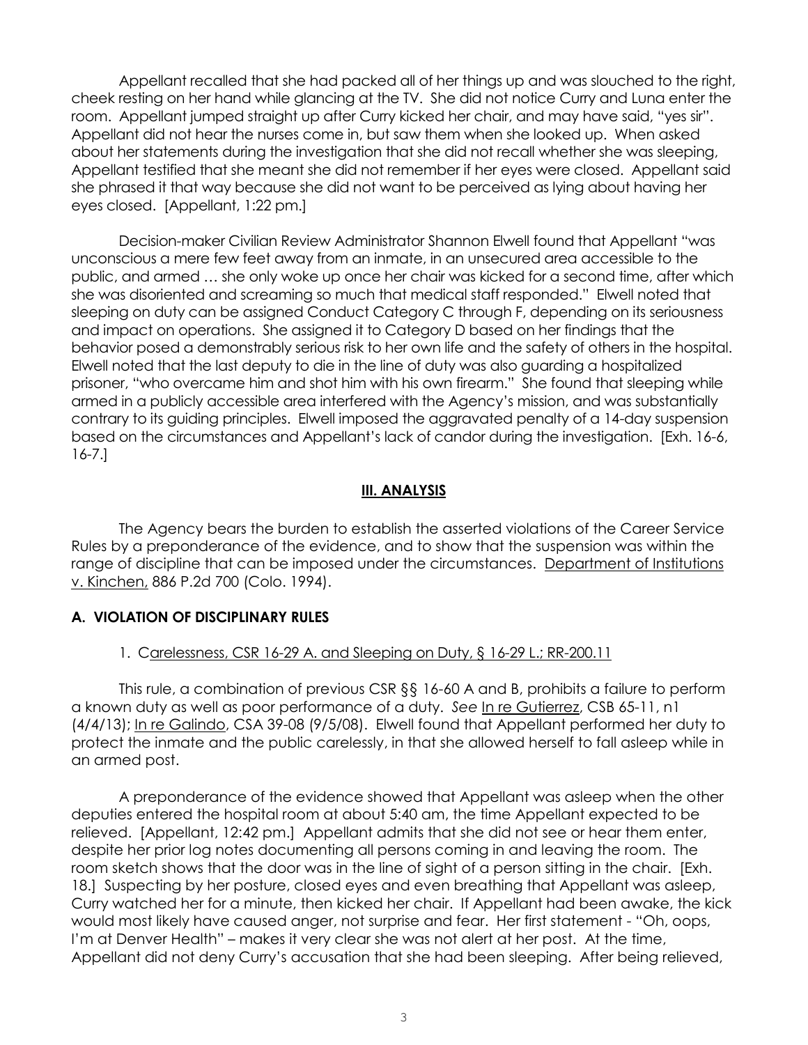Appellant recalled that she had packed all of her things up and was slouched to the right, cheek resting on her hand while glancing at the TV. She did not notice Curry and Luna enter the room. Appellant jumped straight up after Curry kicked her chair, and may have said, "yes sir". Appellant did not hear the nurses come in, but saw them when she looked up. When asked about her statements during the investigation that she did not recall whether she was sleeping, Appellant testified that she meant she did not remember if her eyes were closed. Appellant said she phrased it that way because she did not want to be perceived as lying about having her eyes closed. [Appellant, 1:22 pm.]

Decision-maker Civilian Review Administrator Shannon Elwell found that Appellant "was unconscious a mere few feet away from an inmate, in an unsecured area accessible to the public, and armed … she only woke up once her chair was kicked for a second time, after which she was disoriented and screaming so much that medical staff responded." Elwell noted that sleeping on duty can be assigned Conduct Category C through F, depending on its seriousness and impact on operations. She assigned it to Category D based on her findings that the behavior posed a demonstrably serious risk to her own life and the safety of others in the hospital. Elwell noted that the last deputy to die in the line of duty was also guarding a hospitalized prisoner, "who overcame him and shot him with his own firearm." She found that sleeping while armed in a publicly accessible area interfered with the Agency's mission, and was substantially contrary to its guiding principles. Elwell imposed the aggravated penalty of a 14-day suspension based on the circumstances and Appellant's lack of candor during the investigation. [Exh. 16-6, 16-7.]

## III. ANALYSIS

The Agency bears the burden to establish the asserted violations of the Career Service Rules by a preponderance of the evidence, and to show that the suspension was within the range of discipline that can be imposed under the circumstances. Department of Institutions v. Kinchen, 886 P.2d 700 (Colo. 1994).

### A. VIOLATION OF DISCIPLINARY RULES

#### 1. Carelessness, CSR 16-29 A. and Sleeping on Duty, § 16-29 L.; RR-200.11

This rule, a combination of previous CSR §§ 16-60 A and B, prohibits a failure to perform a known duty as well as poor performance of a duty. *See* In re Gutierrez, CSB 65-11, n1 (4/4/13); In re Galindo, CSA 39-08 (9/5/08). Elwell found that Appellant performed her duty to protect the inmate and the public carelessly, in that she allowed herself to fall asleep while in an armed post.

A preponderance of the evidence showed that Appellant was asleep when the other deputies entered the hospital room at about 5:40 am, the time Appellant expected to be relieved. [Appellant, 12:42 pm.] Appellant admits that she did not see or hear them enter, despite her prior log notes documenting all persons coming in and leaving the room. The room sketch shows that the door was in the line of sight of a person sitting in the chair. [Exh. 18.] Suspecting by her posture, closed eyes and even breathing that Appellant was asleep, Curry watched her for a minute, then kicked her chair. If Appellant had been awake, the kick would most likely have caused anger, not surprise and fear. Her first statement - "Oh, oops, I'm at Denver Health" – makes it very clear she was not alert at her post. At the time, Appellant did not deny Curry's accusation that she had been sleeping. After being relieved,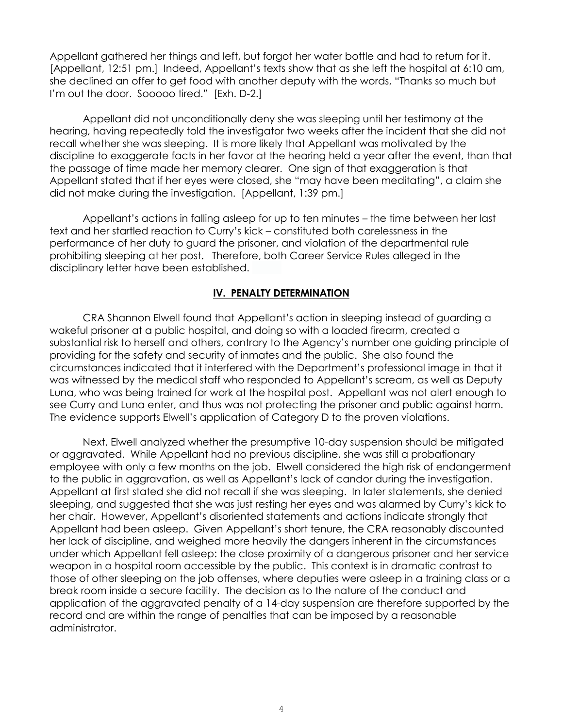Appellant gathered her things and left, but forgot her water bottle and had to return for it. [Appellant, 12:51 pm.] Indeed, Appellant's texts show that as she left the hospital at 6:10 am, she declined an offer to get food with another deputy with the words, "Thanks so much but I'm out the door. Sooooo tired." [Exh. D-2.]

Appellant did not unconditionally deny she was sleeping until her testimony at the hearing, having repeatedly told the investigator two weeks after the incident that she did not recall whether she was sleeping. It is more likely that Appellant was motivated by the discipline to exaggerate facts in her favor at the hearing held a year after the event, than that the passage of time made her memory clearer. One sign of that exaggeration is that Appellant stated that if her eyes were closed, she "may have been meditating", a claim she did not make during the investigation. [Appellant, 1:39 pm.]

Appellant's actions in falling asleep for up to ten minutes – the time between her last text and her startled reaction to Curry's kick – constituted both carelessness in the performance of her duty to guard the prisoner, and violation of the departmental rule prohibiting sleeping at her post. Therefore, both Career Service Rules alleged in the disciplinary letter have been established.

## IV. PENALTY DETERMINATION

CRA Shannon Elwell found that Appellant's action in sleeping instead of guarding a wakeful prisoner at a public hospital, and doing so with a loaded firearm, created a substantial risk to herself and others, contrary to the Agency's number one guiding principle of providing for the safety and security of inmates and the public. She also found the circumstances indicated that it interfered with the Department's professional image in that it was witnessed by the medical staff who responded to Appellant's scream, as well as Deputy Luna, who was being trained for work at the hospital post. Appellant was not alert enough to see Curry and Luna enter, and thus was not protecting the prisoner and public against harm. The evidence supports Elwell's application of Category D to the proven violations.

Next, Elwell analyzed whether the presumptive 10-day suspension should be mitigated or aggravated. While Appellant had no previous discipline, she was still a probationary employee with only a few months on the job. Elwell considered the high risk of endangerment to the public in aggravation, as well as Appellant's lack of candor during the investigation. Appellant at first stated she did not recall if she was sleeping. In later statements, she denied sleeping, and suggested that she was just resting her eyes and was alarmed by Curry's kick to her chair. However, Appellant's disoriented statements and actions indicate strongly that Appellant had been asleep. Given Appellant's short tenure, the CRA reasonably discounted her lack of discipline, and weighed more heavily the dangers inherent in the circumstances under which Appellant fell asleep: the close proximity of a dangerous prisoner and her service weapon in a hospital room accessible by the public. This context is in dramatic contrast to those of other sleeping on the job offenses, where deputies were asleep in a training class or a break room inside a secure facility. The decision as to the nature of the conduct and application of the aggravated penalty of a 14-day suspension are therefore supported by the record and are within the range of penalties that can be imposed by a reasonable administrator.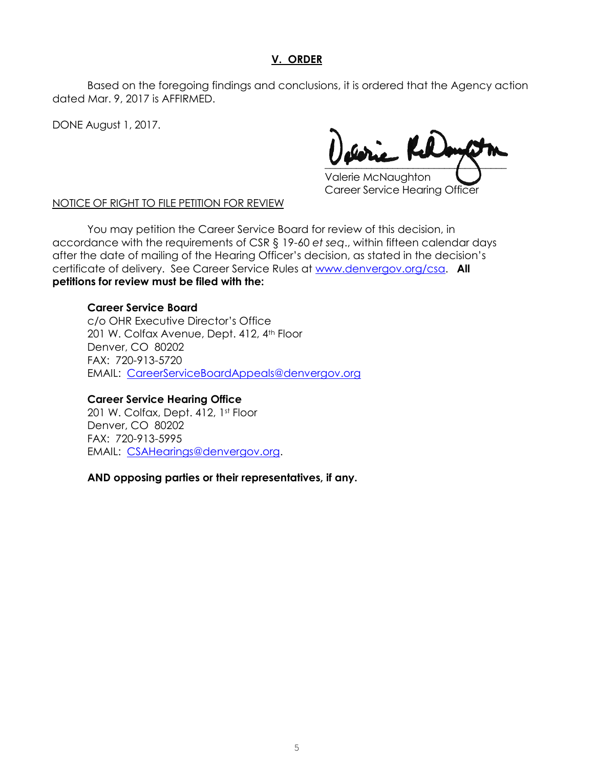## V. ORDER

Based on the foregoing findings and conclusions, it is ordered that the Agency action dated Mar. 9, 2017 is AFFIRMED.

DONE August 1, 2017.

Valerie McNaughton
Career Service Hearing Officer

NOTICE OF RIGHT TO FILE PETITION FOR REVIEW

You may petition the Career Service Board for review of this decision, in accordance with the requirements of CSR § 19-60 *et seq*., within fifteen calendar days after the date of mailing of the Hearing Officer's decision, as stated in the decision's certificate of delivery. See Career Service Rules at www.denvergov.org/csa. **All petitions for review must be filed with the:**

**Career Service Board**
c/o OHR Executive Director's Office
201 W. Colfax Avenue, Dept. 412, 4th Floor
Denver, CO 80202
FAX: 720-913-5720
EMAIL: CareerServiceBoardAppeals@denvergov.org

**Career Service Hearing Office**
201 W. Colfax, Dept. 412, 1st Floor
Denver, CO 80202
FAX: 720-913-5995
EMAIL: CSAHearings@denvergov.org.

**AND opposing parties or their representatives, if any.**